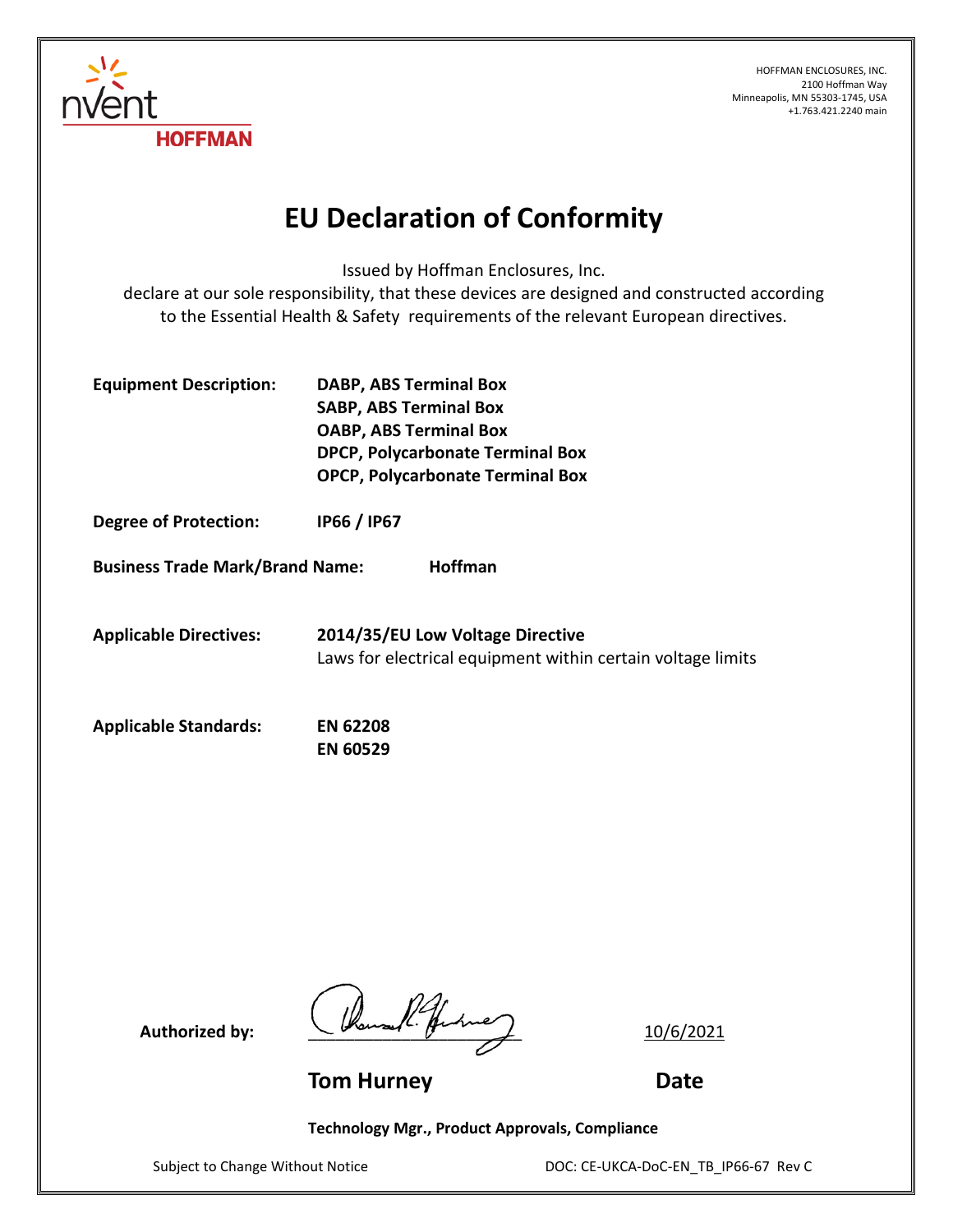HOFFMAN ENCLOSURES, INC.
2100 Hoffman Way
Minneapolis, MN 55303-1745, USA
+1.763.421.2240 main

# EU Declaration of Conformity

Issued by Hoffman Enclosures, Inc.
declare at our sole responsibility, that these devices are designed and constructed according to the Essential Health & Safety requirements of the relevant European directives.

**Equipment Description:**
**DABP, ABS Terminal Box**
**SABP, ABS Terminal Box**
**OABP, ABS Terminal Box**
**DPCP, Polycarbonate Terminal Box**
**OPCP, Polycarbonate Terminal Box**

**Degree of Protection:** **IP66 / IP67**

**Business Trade Mark/Brand Name:** **Hoffman**

**Applicable Directives:** **2014/35/EU Low Voltage Directive**
Laws for electrical equipment within certain voltage limits

**Applicable Standards:**
**EN 62208**
**EN 60529**

**Authorized by:** 10/6/2021

**Tom Hurney** **Date**

**Technology Mgr., Product Approvals, Compliance**

Subject to Change Without Notice

DOC: CE-UKCA-DoC-EN_TB_IP66-67 Rev C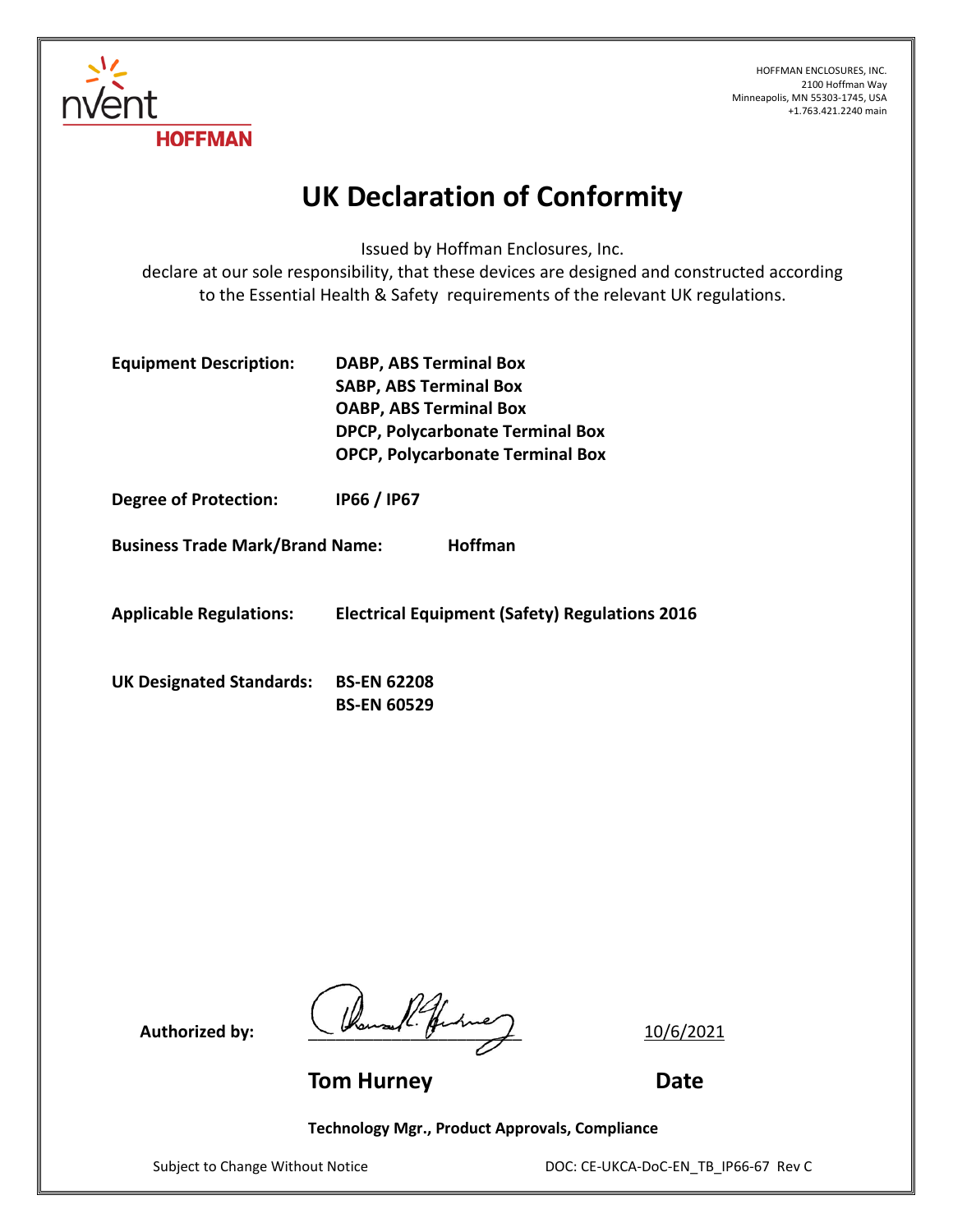HOFFMAN ENCLOSURES, INC.
2100 Hoffman Way
Minneapolis, MN 55303-1745, USA
+1.763.421.2240 main

# UK Declaration of Conformity

Issued by Hoffman Enclosures, Inc.
declare at our sole responsibility, that these devices are designed and constructed according to the Essential Health & Safety requirements of the relevant UK regulations.

**Equipment Description:** **DABP, ABS Terminal Box**
**SABP, ABS Terminal Box**
**OABP, ABS Terminal Box**
**DPCP, Polycarbonate Terminal Box**
**OPCP, Polycarbonate Terminal Box**

**Degree of Protection:** **IP66 / IP67**

**Business Trade Mark/Brand Name:** **Hoffman**

**Applicable Regulations:** **Electrical Equipment (Safety) Regulations 2016**

**UK Designated Standards:** **BS-EN 62208**
**BS-EN 60529**

**Authorized by:** 10/6/2021

**Tom Hurney** **Date**

**Technology Mgr., Product Approvals, Compliance**

Subject to Change Without Notice DOC: CE-UKCA-DoC-EN_TB_IP66-67 Rev C